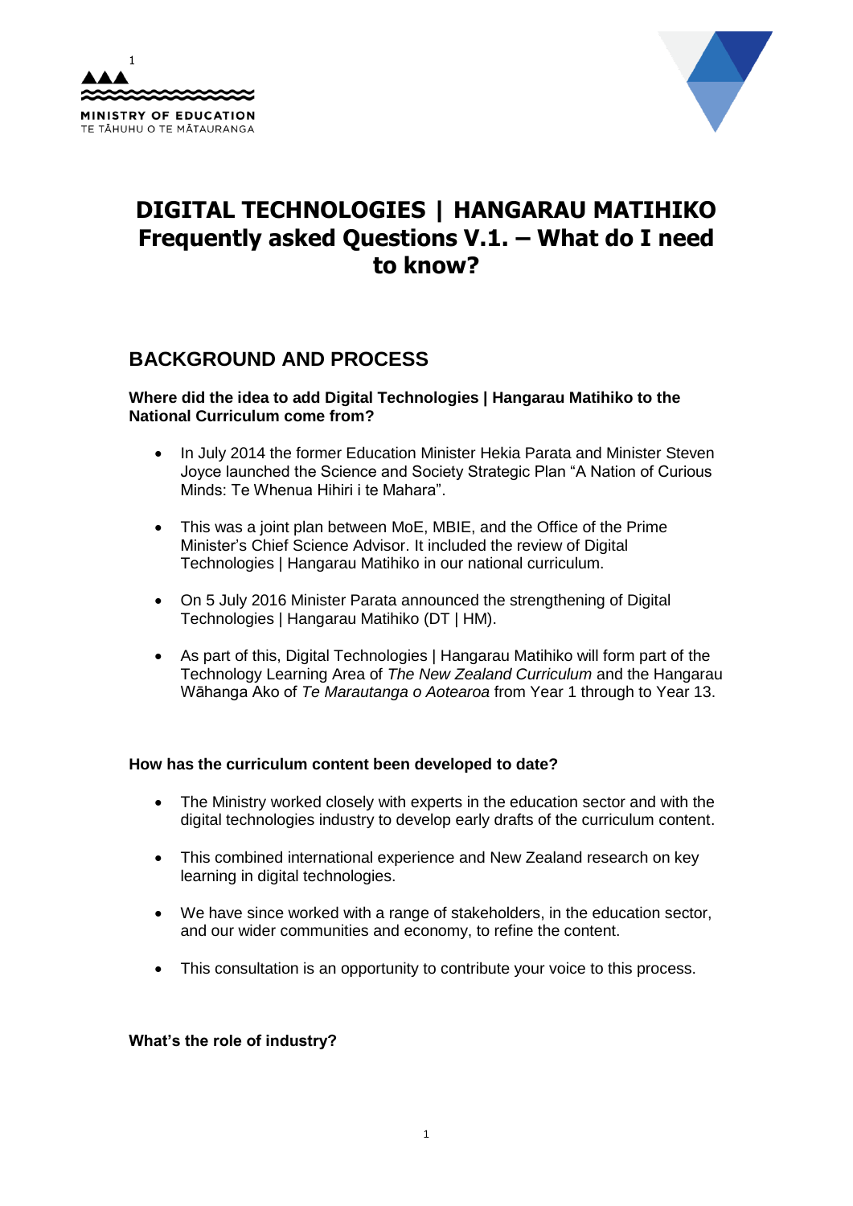MINISTRY OF EDUCATION
TE TĀHUHU O TE MĀTAURANGA

# DIGITAL TECHNOLOGIES | HANGARAU MATIHIKO Frequently asked Questions V.1. – What do I need to know?

## BACKGROUND AND PROCESS

**Where did the idea to add Digital Technologies | Hangarau Matihiko to the National Curriculum come from?**

- In July 2014 the former Education Minister Hekia Parata and Minister Steven Joyce launched the Science and Society Strategic Plan "A Nation of Curious Minds: Te Whenua Hihiri i te Mahara".
- This was a joint plan between MoE, MBIE, and the Office of the Prime Minister's Chief Science Advisor. It included the review of Digital Technologies | Hangarau Matihiko in our national curriculum.
- On 5 July 2016 Minister Parata announced the strengthening of Digital Technologies | Hangarau Matihiko (DT | HM).
- As part of this, Digital Technologies | Hangarau Matihiko will form part of the Technology Learning Area of *The New Zealand Curriculum* and the Hangarau Wāhanga Ako of *Te Marautanga o Aotearoa* from Year 1 through to Year 13.

**How has the curriculum content been developed to date?**

- The Ministry worked closely with experts in the education sector and with the digital technologies industry to develop early drafts of the curriculum content.
- This combined international experience and New Zealand research on key learning in digital technologies.
- We have since worked with a range of stakeholders, in the education sector, and our wider communities and economy, to refine the content.
- This consultation is an opportunity to contribute your voice to this process.

**What's the role of industry?**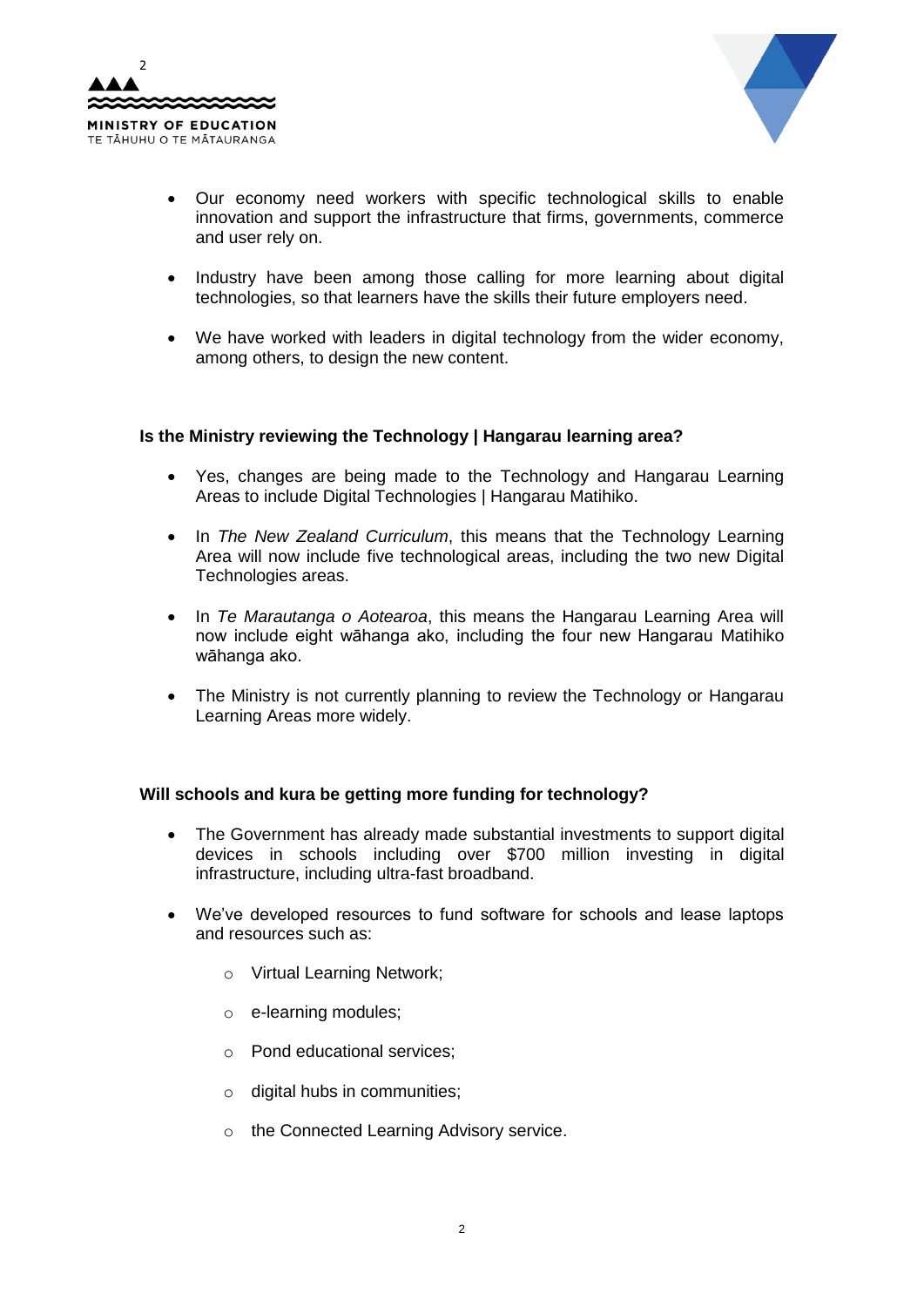- Our economy need workers with specific technological skills to enable innovation and support the infrastructure that firms, governments, commerce and user rely on.

- Industry have been among those calling for more learning about digital technologies, so that learners have the skills their future employers need.

- We have worked with leaders in digital technology from the wider economy, among others, to design the new content.

**Is the Ministry reviewing the Technology | Hangarau learning area?**

- Yes, changes are being made to the Technology and Hangarau Learning Areas to include Digital Technologies | Hangarau Matihiko.

- In *The New Zealand Curriculum*, this means that the Technology Learning Area will now include five technological areas, including the two new Digital Technologies areas.

- In *Te Marautanga o Aotearoa*, this means the Hangarau Learning Area will now include eight wāhanga ako, including the four new Hangarau Matihiko wāhanga ako.

- The Ministry is not currently planning to review the Technology or Hangarau Learning Areas more widely.

**Will schools and kura be getting more funding for technology?**

- The Government has already made substantial investments to support digital devices in schools including over $700 million investing in digital infrastructure, including ultra-fast broadband.

- We've developed resources to fund software for schools and lease laptops and resources such as:

  - Virtual Learning Network;

  - e-learning modules;

  - Pond educational services;

  - digital hubs in communities;

  - the Connected Learning Advisory service.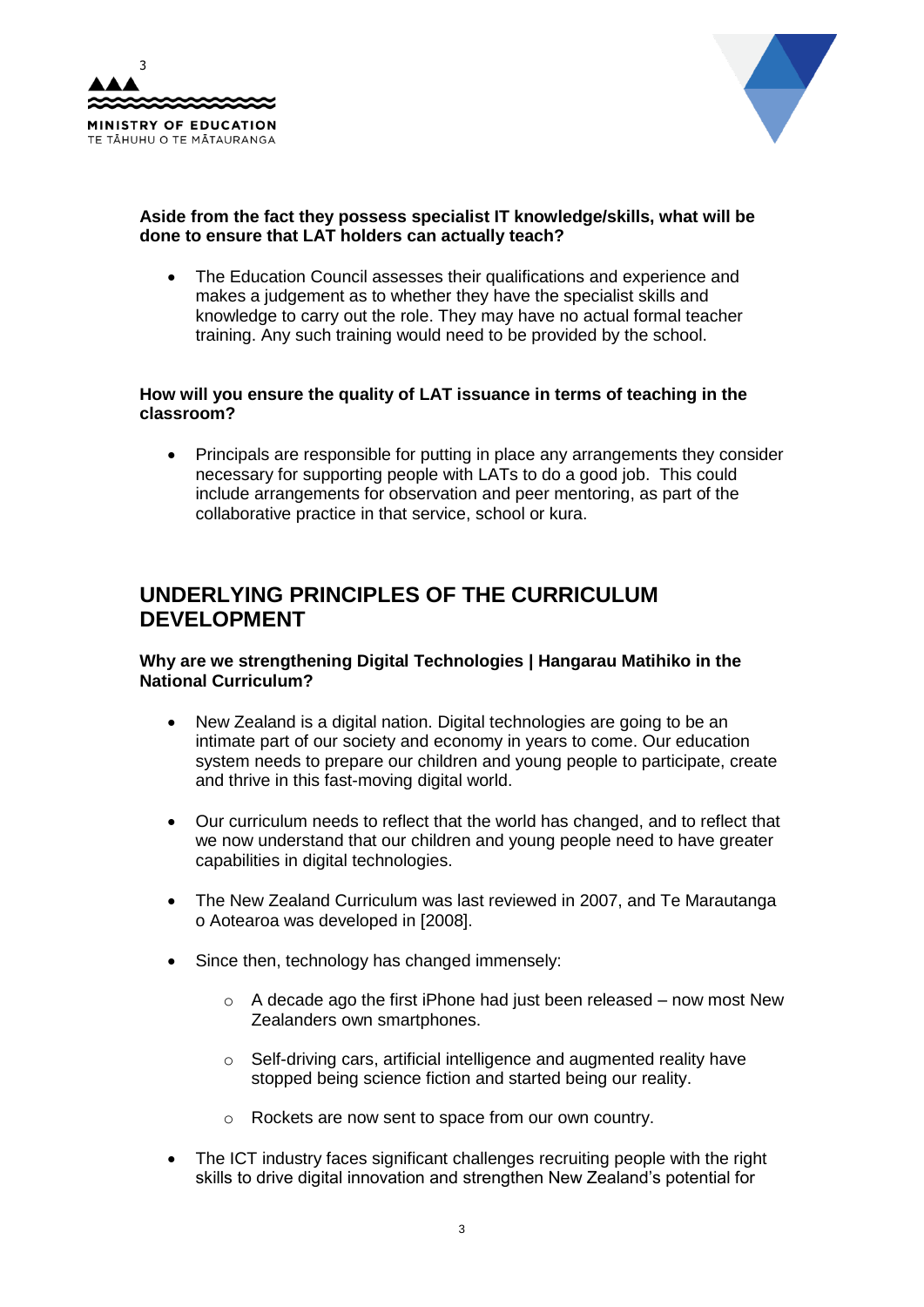**Aside from the fact they possess specialist IT knowledge/skills, what will be done to ensure that LAT holders can actually teach?**

- The Education Council assesses their qualifications and experience and makes a judgement as to whether they have the specialist skills and knowledge to carry out the role. They may have no actual formal teacher training. Any such training would need to be provided by the school.

**How will you ensure the quality of LAT issuance in terms of teaching in the classroom?**

- Principals are responsible for putting in place any arrangements they consider necessary for supporting people with LATs to do a good job. This could include arrangements for observation and peer mentoring, as part of the collaborative practice in that service, school or kura.

## UNDERLYING PRINCIPLES OF THE CURRICULUM DEVELOPMENT

**Why are we strengthening Digital Technologies | Hangarau Matihiko in the National Curriculum?**

- New Zealand is a digital nation. Digital technologies are going to be an intimate part of our society and economy in years to come. Our education system needs to prepare our children and young people to participate, create and thrive in this fast-moving digital world.
- Our curriculum needs to reflect that the world has changed, and to reflect that we now understand that our children and young people need to have greater capabilities in digital technologies.
- The New Zealand Curriculum was last reviewed in 2007, and Te Marautanga o Aotearoa was developed in [2008].
- Since then, technology has changed immensely:
  - A decade ago the first iPhone had just been released – now most New Zealanders own smartphones.
  - Self-driving cars, artificial intelligence and augmented reality have stopped being science fiction and started being our reality.
  - Rockets are now sent to space from our own country.
- The ICT industry faces significant challenges recruiting people with the right skills to drive digital innovation and strengthen New Zealand's potential for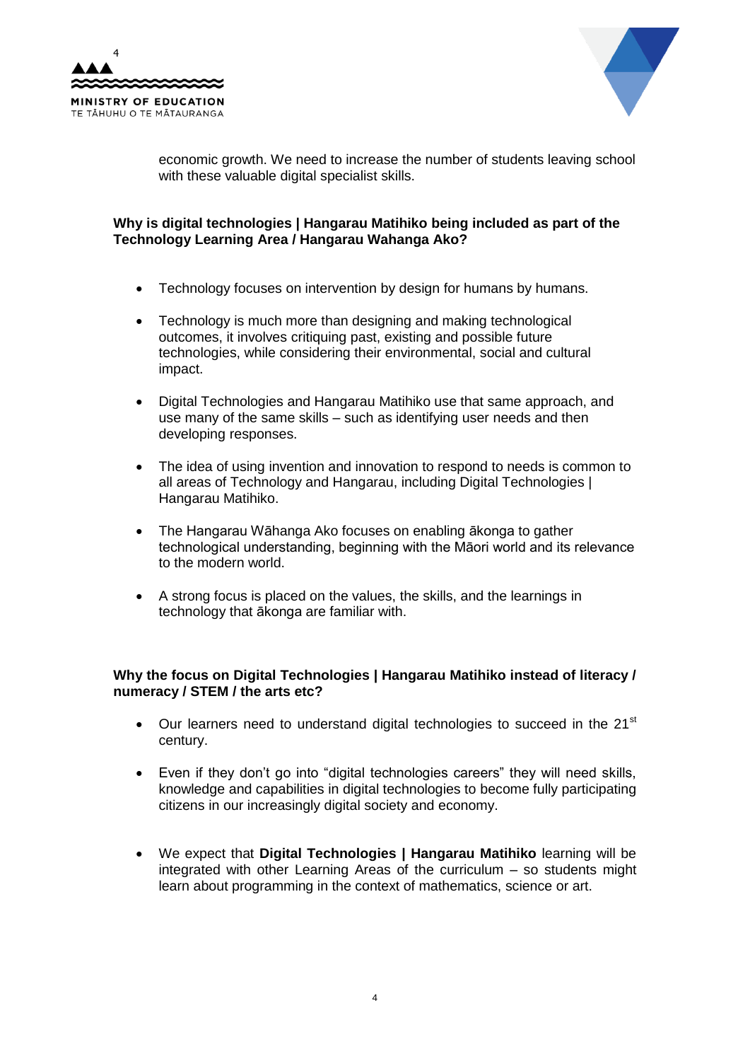economic growth. We need to increase the number of students leaving school with these valuable digital specialist skills.

**Why is digital technologies | Hangarau Matihiko being included as part of the Technology Learning Area / Hangarau Wahanga Ako?**

- Technology focuses on intervention by design for humans by humans.
- Technology is much more than designing and making technological outcomes, it involves critiquing past, existing and possible future technologies, while considering their environmental, social and cultural impact.
- Digital Technologies and Hangarau Matihiko use that same approach, and use many of the same skills – such as identifying user needs and then developing responses.
- The idea of using invention and innovation to respond to needs is common to all areas of Technology and Hangarau, including Digital Technologies | Hangarau Matihiko.
- The Hangarau Wāhanga Ako focuses on enabling ākonga to gather technological understanding, beginning with the Māori world and its relevance to the modern world.
- A strong focus is placed on the values, the skills, and the learnings in technology that ākonga are familiar with.

**Why the focus on Digital Technologies | Hangarau Matihiko instead of literacy / numeracy / STEM / the arts etc?**

- Our learners need to understand digital technologies to succeed in the 21st century.
- Even if they don't go into "digital technologies careers" they will need skills, knowledge and capabilities in digital technologies to become fully participating citizens in our increasingly digital society and economy.
- We expect that **Digital Technologies | Hangarau Matihiko** learning will be integrated with other Learning Areas of the curriculum – so students might learn about programming in the context of mathematics, science or art.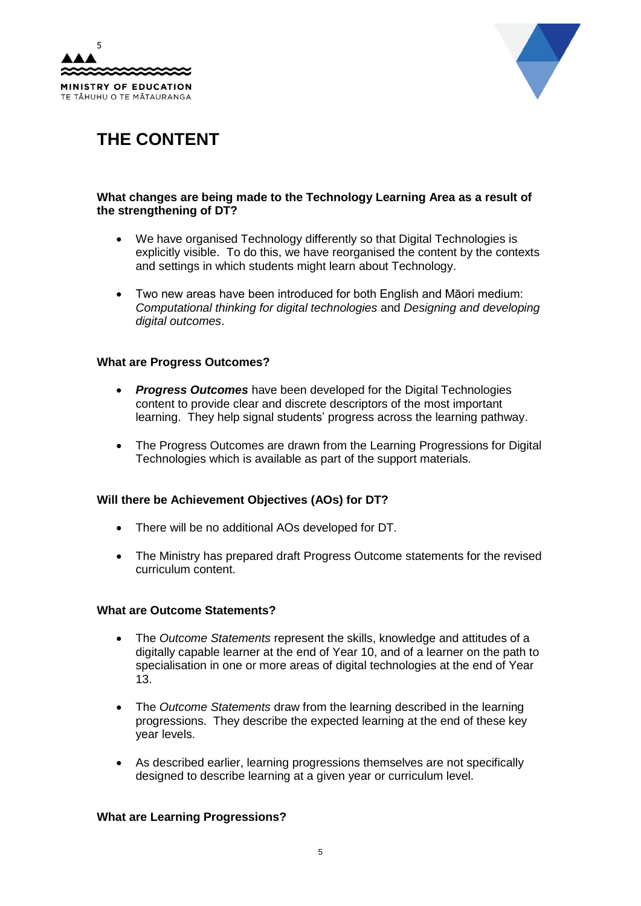# THE CONTENT

**What changes are being made to the Technology Learning Area as a result of the strengthening of DT?**

- We have organised Technology differently so that Digital Technologies is explicitly visible. To do this, we have reorganised the content by the contexts and settings in which students might learn about Technology.
- Two new areas have been introduced for both English and Māori medium: *Computational thinking for digital technologies* and *Designing and developing digital outcomes*.

**What are Progress Outcomes?**

- ***Progress Outcomes*** have been developed for the Digital Technologies content to provide clear and discrete descriptors of the most important learning. They help signal students' progress across the learning pathway.
- The Progress Outcomes are drawn from the Learning Progressions for Digital Technologies which is available as part of the support materials.

**Will there be Achievement Objectives (AOs) for DT?**

- There will be no additional AOs developed for DT.
- The Ministry has prepared draft Progress Outcome statements for the revised curriculum content.

**What are Outcome Statements?**

- The *Outcome Statements* represent the skills, knowledge and attitudes of a digitally capable learner at the end of Year 10, and of a learner on the path to specialisation in one or more areas of digital technologies at the end of Year 13.
- The *Outcome Statements* draw from the learning described in the learning progressions. They describe the expected learning at the end of these key year levels.
- As described earlier, learning progressions themselves are not specifically designed to describe learning at a given year or curriculum level.

**What are Learning Progressions?**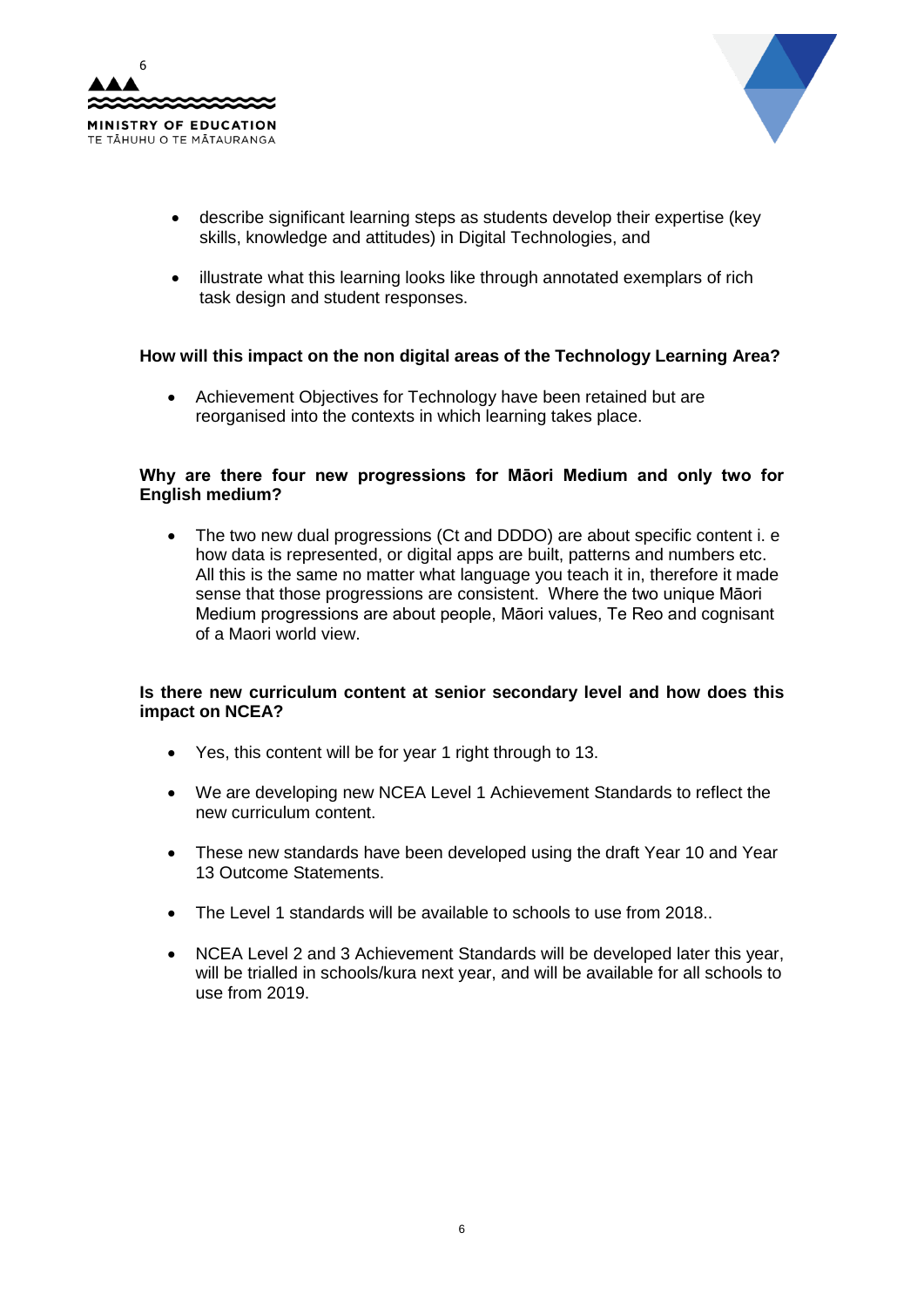- describe significant learning steps as students develop their expertise (key skills, knowledge and attitudes) in Digital Technologies, and
- illustrate what this learning looks like through annotated exemplars of rich task design and student responses.

**How will this impact on the non digital areas of the Technology Learning Area?**

- Achievement Objectives for Technology have been retained but are reorganised into the contexts in which learning takes place.

**Why are there four new progressions for Māori Medium and only two for English medium?**

- The two new dual progressions (Ct and DDDO) are about specific content i. e how data is represented, or digital apps are built, patterns and numbers etc. All this is the same no matter what language you teach it in, therefore it made sense that those progressions are consistent. Where the two unique Māori Medium progressions are about people, Māori values, Te Reo and cognisant of a Maori world view.

**Is there new curriculum content at senior secondary level and how does this impact on NCEA?**

- Yes, this content will be for year 1 right through to 13.
- We are developing new NCEA Level 1 Achievement Standards to reflect the new curriculum content.
- These new standards have been developed using the draft Year 10 and Year 13 Outcome Statements.
- The Level 1 standards will be available to schools to use from 2018..
- NCEA Level 2 and 3 Achievement Standards will be developed later this year, will be trialled in schools/kura next year, and will be available for all schools to use from 2019.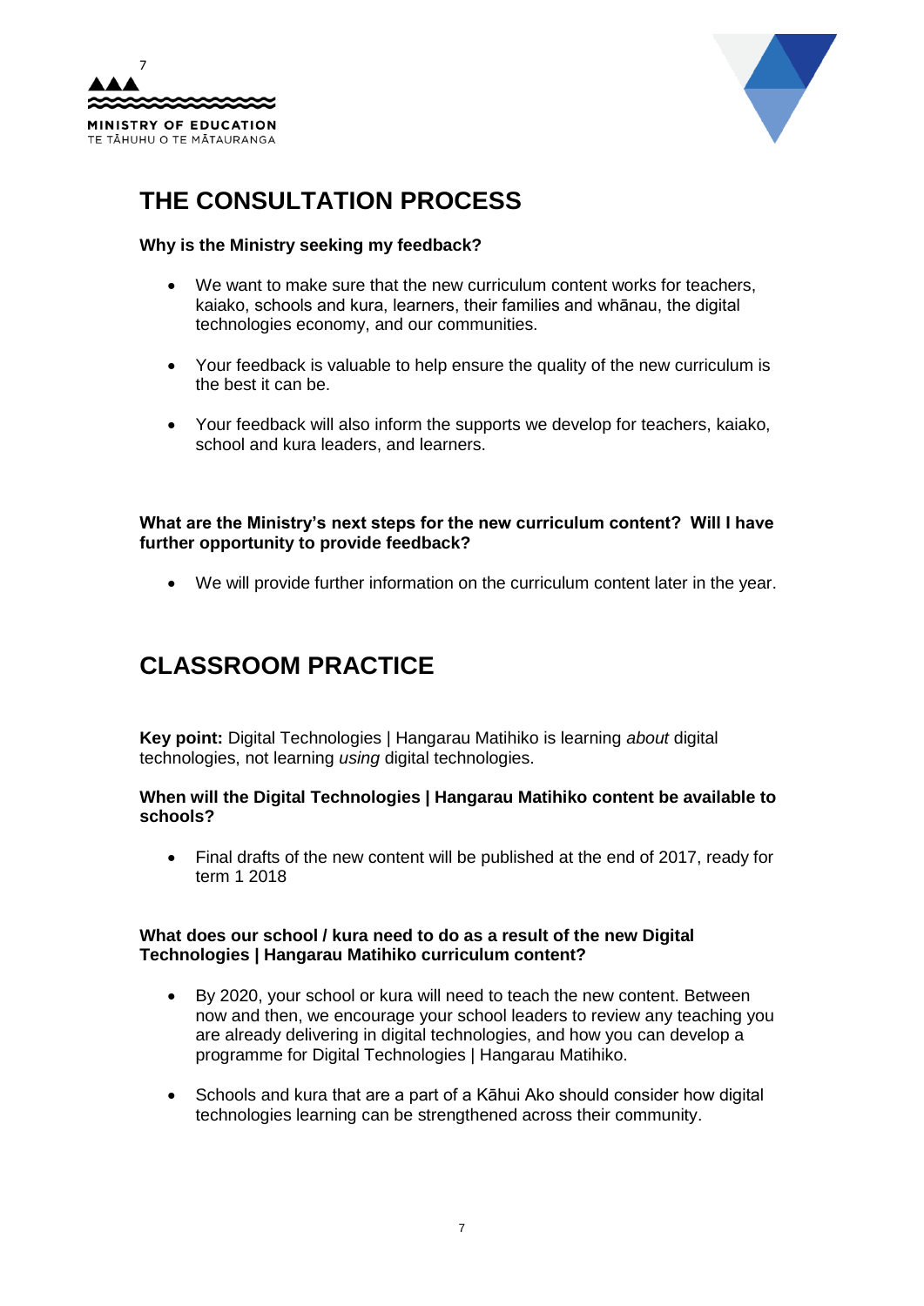# THE CONSULTATION PROCESS

**Why is the Ministry seeking my feedback?**

- We want to make sure that the new curriculum content works for teachers, kaiako, schools and kura, learners, their families and whānau, the digital technologies economy, and our communities.
- Your feedback is valuable to help ensure the quality of the new curriculum is the best it can be.
- Your feedback will also inform the supports we develop for teachers, kaiako, school and kura leaders, and learners.

**What are the Ministry's next steps for the new curriculum content? Will I have further opportunity to provide feedback?**

- We will provide further information on the curriculum content later in the year.

# CLASSROOM PRACTICE

**Key point:** Digital Technologies | Hangarau Matihiko is learning *about* digital technologies, not learning *using* digital technologies.

**When will the Digital Technologies | Hangarau Matihiko content be available to schools?**

- Final drafts of the new content will be published at the end of 2017, ready for term 1 2018

**What does our school / kura need to do as a result of the new Digital Technologies | Hangarau Matihiko curriculum content?**

- By 2020, your school or kura will need to teach the new content. Between now and then, we encourage your school leaders to review any teaching you are already delivering in digital technologies, and how you can develop a programme for Digital Technologies | Hangarau Matihiko.
- Schools and kura that are a part of a Kāhui Ako should consider how digital technologies learning can be strengthened across their community.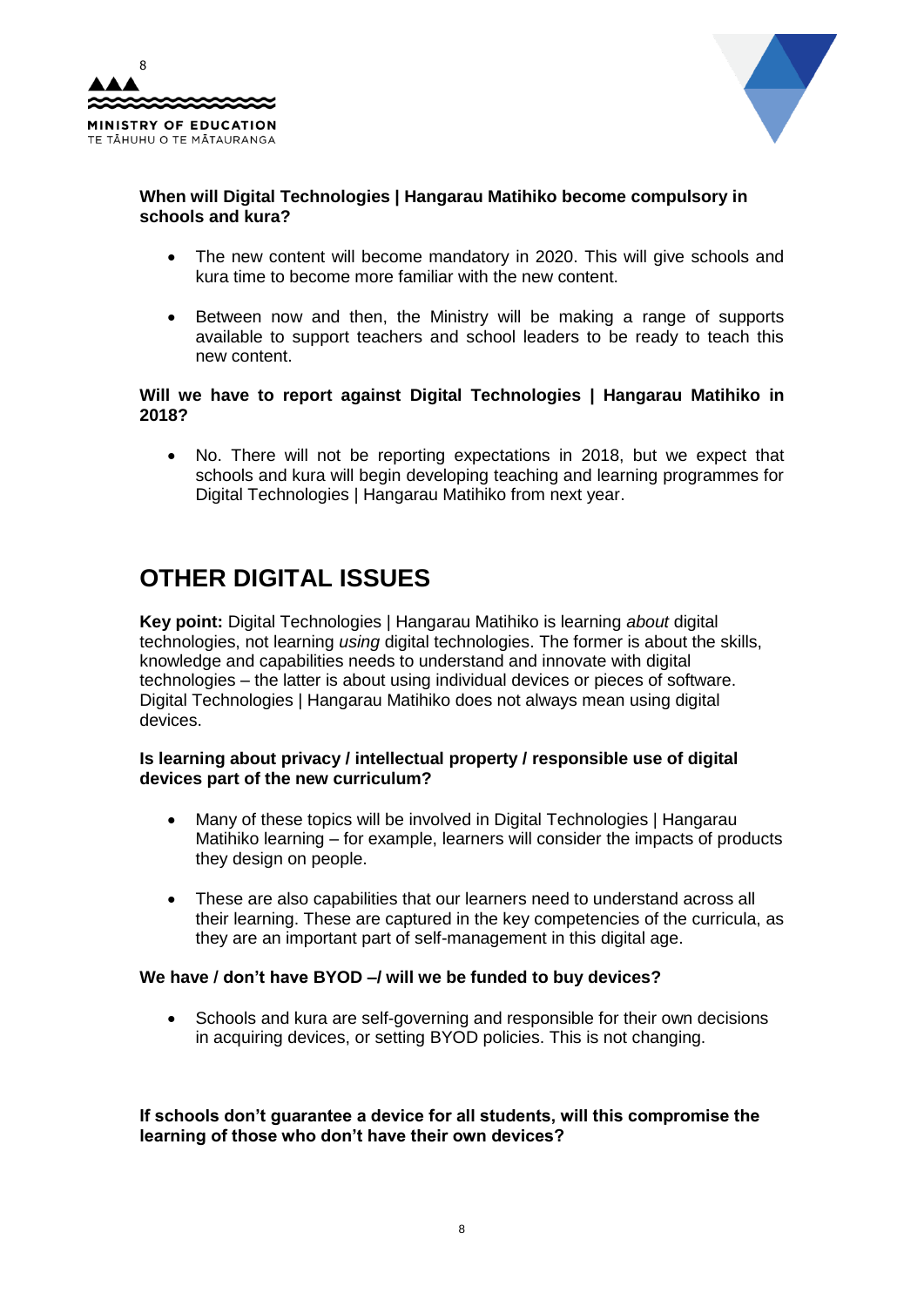**When will Digital Technologies | Hangarau Matihiko become compulsory in schools and kura?**

- The new content will become mandatory in 2020. This will give schools and kura time to become more familiar with the new content.
- Between now and then, the Ministry will be making a range of supports available to support teachers and school leaders to be ready to teach this new content.

**Will we have to report against Digital Technologies | Hangarau Matihiko in 2018?**

- No. There will not be reporting expectations in 2018, but we expect that schools and kura will begin developing teaching and learning programmes for Digital Technologies | Hangarau Matihiko from next year.

# OTHER DIGITAL ISSUES

**Key point:** Digital Technologies | Hangarau Matihiko is learning *about* digital technologies, not learning *using* digital technologies. The former is about the skills, knowledge and capabilities needs to understand and innovate with digital technologies – the latter is about using individual devices or pieces of software. Digital Technologies | Hangarau Matihiko does not always mean using digital devices.

**Is learning about privacy / intellectual property / responsible use of digital devices part of the new curriculum?**

- Many of these topics will be involved in Digital Technologies | Hangarau Matihiko learning – for example, learners will consider the impacts of products they design on people.
- These are also capabilities that our learners need to understand across all their learning. These are captured in the key competencies of the curricula, as they are an important part of self-management in this digital age.

**We have / don't have BYOD –/ will we be funded to buy devices?**

- Schools and kura are self-governing and responsible for their own decisions in acquiring devices, or setting BYOD policies. This is not changing.

**If schools don't guarantee a device for all students, will this compromise the learning of those who don't have their own devices?**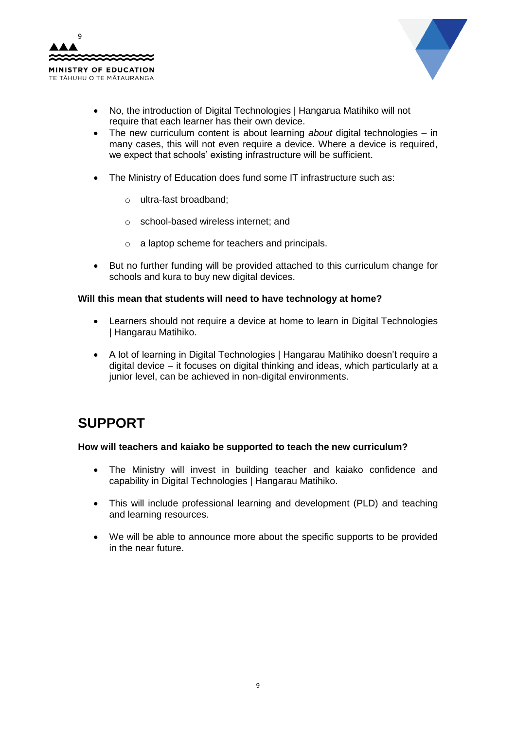- No, the introduction of Digital Technologies | Hangarua Matihiko will not require that each learner has their own device.
- The new curriculum content is about learning *about* digital technologies – in many cases, this will not even require a device. Where a device is required, we expect that schools' existing infrastructure will be sufficient.
- The Ministry of Education does fund some IT infrastructure such as:
  - ultra-fast broadband;
  - school-based wireless internet; and
  - a laptop scheme for teachers and principals.
- But no further funding will be provided attached to this curriculum change for schools and kura to buy new digital devices.

**Will this mean that students will need to have technology at home?**

- Learners should not require a device at home to learn in Digital Technologies | Hangarau Matihiko.
- A lot of learning in Digital Technologies | Hangarau Matihiko doesn't require a digital device – it focuses on digital thinking and ideas, which particularly at a junior level, can be achieved in non-digital environments.

## SUPPORT

**How will teachers and kaiako be supported to teach the new curriculum?**

- The Ministry will invest in building teacher and kaiako confidence and capability in Digital Technologies | Hangarau Matihiko.
- This will include professional learning and development (PLD) and teaching and learning resources.
- We will be able to announce more about the specific supports to be provided in the near future.